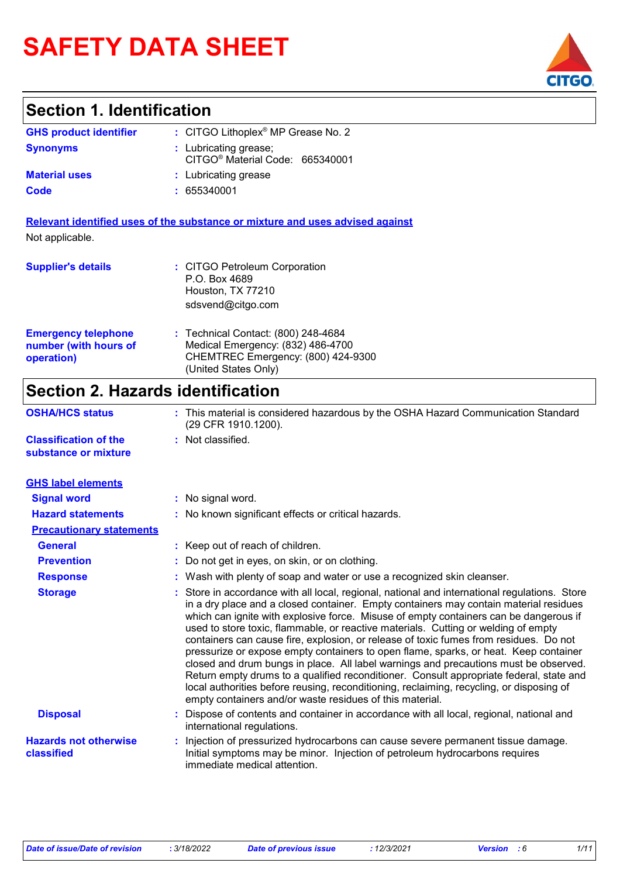# SAFETY DATA SHEET

## Section 1. Identification

**GHS product identifier** : CITGO Lithoplex® MP Grease No. 2

**Synonyms** : Lubricating grease;
CITGO® Material Code: 665340001

**Material uses** : Lubricating grease

**Code** : 655340001

**Relevant identified uses of the substance or mixture and uses advised against**

Not applicable.

**Supplier's details** : CITGO Petroleum Corporation
P.O. Box 4689
Houston, TX 77210
sdsvend@citgo.com

**Emergency telephone number (with hours of operation)** : Technical Contact: (800) 248-4684
Medical Emergency: (832) 486-4700
CHEMTREC Emergency: (800) 424-9300
(United States Only)

## Section 2. Hazards identification

**OSHA/HCS status** : This material is considered hazardous by the OSHA Hazard Communication Standard (29 CFR 1910.1200).

**Classification of the substance or mixture** : Not classified.

**GHS label elements**

**Signal word** : No signal word.

**Hazard statements** : No known significant effects or critical hazards.

**Precautionary statements**

**General** : Keep out of reach of children.

**Prevention** : Do not get in eyes, on skin, or on clothing.

**Response** : Wash with plenty of soap and water or use a recognized skin cleanser.

**Storage** : Store in accordance with all local, regional, national and international regulations. Store in a dry place and a closed container. Empty containers may contain material residues which can ignite with explosive force. Misuse of empty containers can be dangerous if used to store toxic, flammable, or reactive materials. Cutting or welding of empty containers can cause fire, explosion, or release of toxic fumes from residues. Do not pressurize or expose empty containers to open flame, sparks, or heat. Keep container closed and drum bungs in place. All label warnings and precautions must be observed. Return empty drums to a qualified reconditioner. Consult appropriate federal, state and local authorities before reusing, reconditioning, reclaiming, recycling, or disposing of empty containers and/or waste residues of this material.

**Disposal** : Dispose of contents and container in accordance with all local, regional, national and international regulations.

**Hazards not otherwise classified** : Injection of pressurized hydrocarbons can cause severe permanent tissue damage. Initial symptoms may be minor. Injection of petroleum hydrocarbons requires immediate medical attention.

*Date of issue/Date of revision* : 3/18/2022 *Date of previous issue* : 12/3/2021 *Version* : 6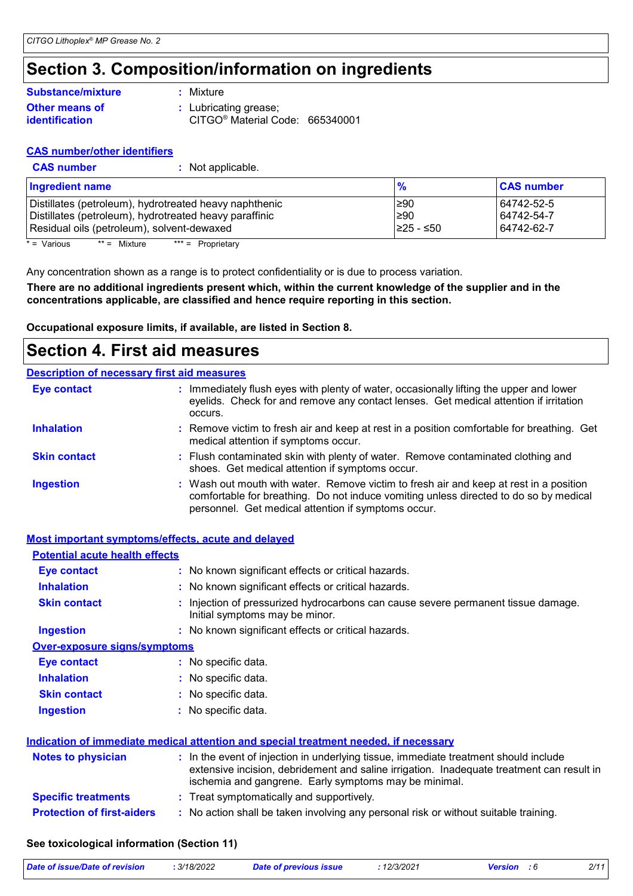# Section 3. Composition/information on ingredients

**Substance/mixture** : Mixture

**Other means of identification** : Lubricating grease; CITGO® Material Code: 665340001

**CAS number/other identifiers**

**CAS number** : Not applicable.

| Ingredient name | % | CAS number |
|---|---|---|
| Distillates (petroleum), hydrotreated heavy naphthenic | ≥90 | 64742-52-5 |
| Distillates (petroleum), hydrotreated heavy paraffinic | ≥90 | 64742-54-7 |
| Residual oils (petroleum), solvent-dewaxed | ≥25 - ≤50 | 64742-62-7 |

\* = Various  ** = Mixture  *** = Proprietary

Any concentration shown as a range is to protect confidentiality or is due to process variation.

**There are no additional ingredients present which, within the current knowledge of the supplier and in the concentrations applicable, are classified and hence require reporting in this section.**

**Occupational exposure limits, if available, are listed in Section 8.**

# Section 4. First aid measures

**Description of necessary first aid measures**

**Eye contact** : Immediately flush eyes with plenty of water, occasionally lifting the upper and lower eyelids. Check for and remove any contact lenses. Get medical attention if irritation occurs.

**Inhalation** : Remove victim to fresh air and keep at rest in a position comfortable for breathing. Get medical attention if symptoms occur.

**Skin contact** : Flush contaminated skin with plenty of water. Remove contaminated clothing and shoes. Get medical attention if symptoms occur.

**Ingestion** : Wash out mouth with water. Remove victim to fresh air and keep at rest in a position comfortable for breathing. Do not induce vomiting unless directed to do so by medical personnel. Get medical attention if symptoms occur.

**Most important symptoms/effects, acute and delayed**

**Potential acute health effects**

**Eye contact** : No known significant effects or critical hazards.

**Inhalation** : No known significant effects or critical hazards.

**Skin contact** : Injection of pressurized hydrocarbons can cause severe permanent tissue damage. Initial symptoms may be minor.

**Ingestion** : No known significant effects or critical hazards.

**Over-exposure signs/symptoms**

**Eye contact** : No specific data.

**Inhalation** : No specific data.

**Skin contact** : No specific data.

**Ingestion** : No specific data.

**Indication of immediate medical attention and special treatment needed, if necessary**

**Notes to physician** : In the event of injection in underlying tissue, immediate treatment should include extensive incision, debridement and saline irrigation. Inadequate treatment can result in ischemia and gangrene. Early symptoms may be minimal.

**Specific treatments** : Treat symptomatically and supportively.

**Protection of first-aiders** : No action shall be taken involving any personal risk or without suitable training.

**See toxicological information (Section 11)**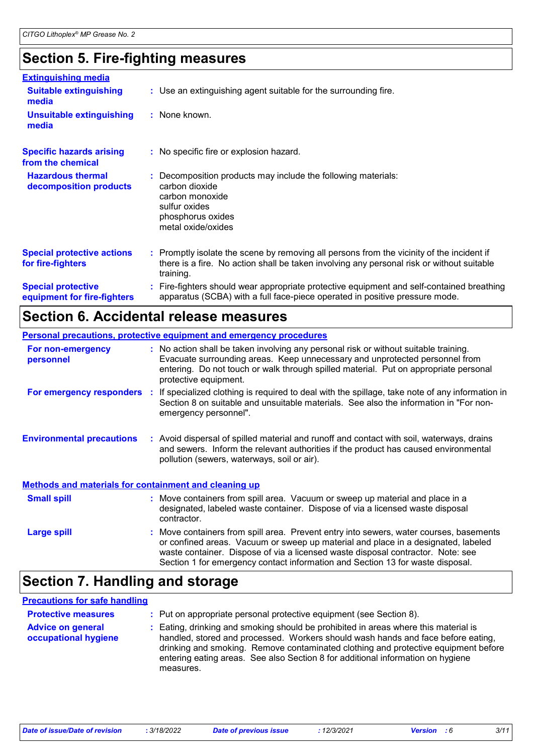## Section 5. Fire-fighting measures

### Extinguishing media

**Suitable extinguishing media** : Use an extinguishing agent suitable for the surrounding fire.

**Unsuitable extinguishing media** : None known.

**Specific hazards arising from the chemical** : No specific fire or explosion hazard.

**Hazardous thermal decomposition products** : Decomposition products may include the following materials:
carbon dioxide
carbon monoxide
sulfur oxides
phosphorus oxides
metal oxide/oxides

**Special protective actions for fire-fighters** : Promptly isolate the scene by removing all persons from the vicinity of the incident if there is a fire. No action shall be taken involving any personal risk or without suitable training.

**Special protective equipment for fire-fighters** : Fire-fighters should wear appropriate protective equipment and self-contained breathing apparatus (SCBA) with a full face-piece operated in positive pressure mode.

## Section 6. Accidental release measures

### Personal precautions, protective equipment and emergency procedures

**For non-emergency personnel** : No action shall be taken involving any personal risk or without suitable training. Evacuate surrounding areas. Keep unnecessary and unprotected personnel from entering. Do not touch or walk through spilled material. Put on appropriate personal protective equipment.

**For emergency responders** : If specialized clothing is required to deal with the spillage, take note of any information in Section 8 on suitable and unsuitable materials. See also the information in "For non-emergency personnel".

**Environmental precautions** : Avoid dispersal of spilled material and runoff and contact with soil, waterways, drains and sewers. Inform the relevant authorities if the product has caused environmental pollution (sewers, waterways, soil or air).

### Methods and materials for containment and cleaning up

**Small spill** : Move containers from spill area. Vacuum or sweep up material and place in a designated, labeled waste container. Dispose of via a licensed waste disposal contractor.

**Large spill** : Move containers from spill area. Prevent entry into sewers, water courses, basements or confined areas. Vacuum or sweep up material and place in a designated, labeled waste container. Dispose of via a licensed waste disposal contractor. Note: see Section 1 for emergency contact information and Section 13 for waste disposal.

## Section 7. Handling and storage

### Precautions for safe handling

**Protective measures** : Put on appropriate personal protective equipment (see Section 8).

**Advice on general occupational hygiene** : Eating, drinking and smoking should be prohibited in areas where this material is handled, stored and processed. Workers should wash hands and face before eating, drinking and smoking. Remove contaminated clothing and protective equipment before entering eating areas. See also Section 8 for additional information on hygiene measures.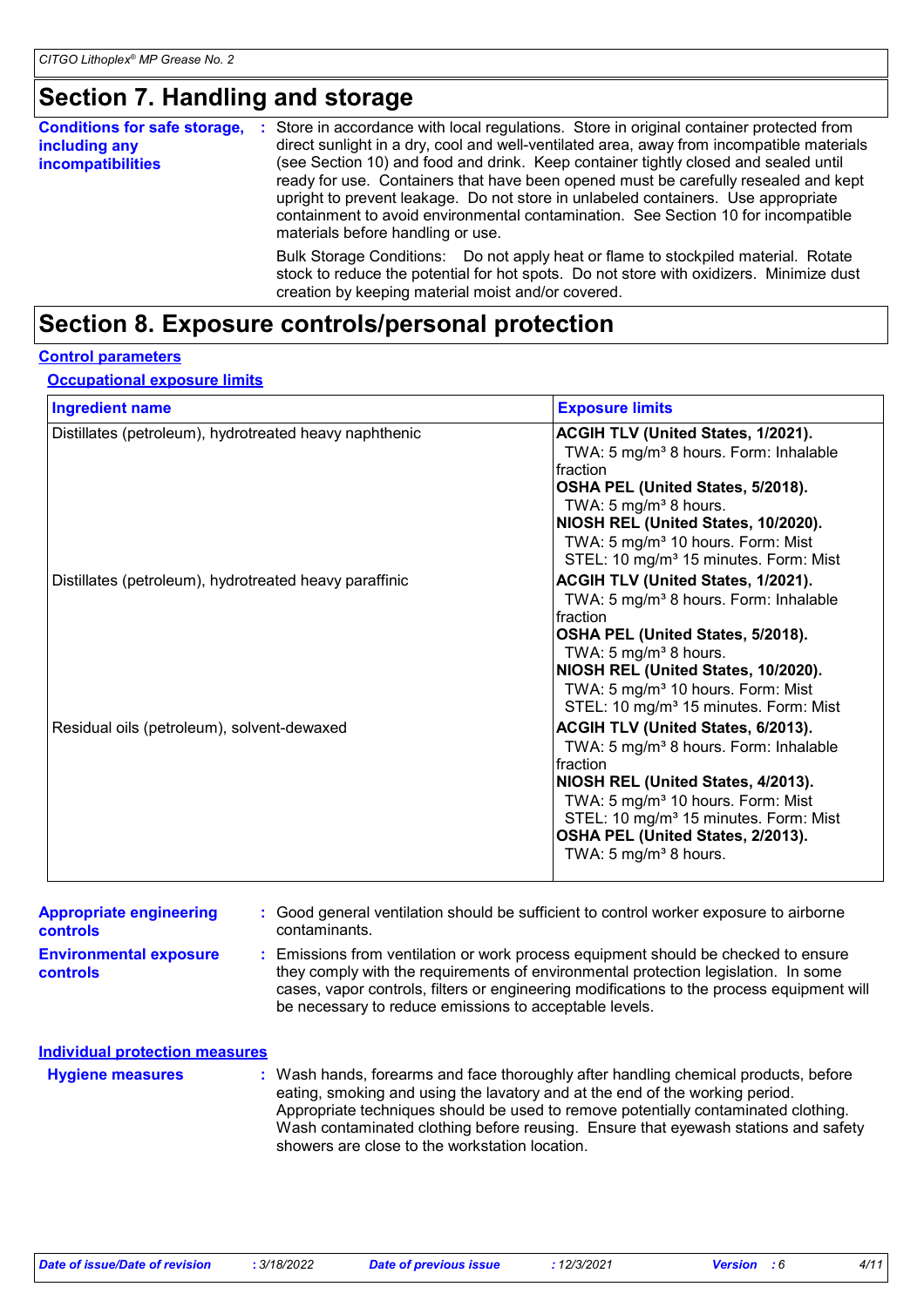# Section 7. Handling and storage

**Conditions for safe storage, including any incompatibilities** : Store in accordance with local regulations. Store in original container protected from direct sunlight in a dry, cool and well-ventilated area, away from incompatible materials (see Section 10) and food and drink. Keep container tightly closed and sealed until ready for use. Containers that have been opened must be carefully resealed and kept upright to prevent leakage. Do not store in unlabeled containers. Use appropriate containment to avoid environmental contamination. See Section 10 for incompatible materials before handling or use.

Bulk Storage Conditions: Do not apply heat or flame to stockpiled material. Rotate stock to reduce the potential for hot spots. Do not store with oxidizers. Minimize dust creation by keeping material moist and/or covered.

# Section 8. Exposure controls/personal protection

## Control parameters

### Occupational exposure limits

| Ingredient name | Exposure limits |
|---|---|
| Distillates (petroleum), hydrotreated heavy naphthenic | **ACGIH TLV (United States, 1/2021).**<br>TWA: 5 mg/m³ 8 hours. Form: Inhalable fraction<br>**OSHA PEL (United States, 5/2018).**<br>TWA: 5 mg/m³ 8 hours.<br>**NIOSH REL (United States, 10/2020).**<br>TWA: 5 mg/m³ 10 hours. Form: Mist<br>STEL: 10 mg/m³ 15 minutes. Form: Mist |
| Distillates (petroleum), hydrotreated heavy paraffinic | **ACGIH TLV (United States, 1/2021).**<br>TWA: 5 mg/m³ 8 hours. Form: Inhalable fraction<br>**OSHA PEL (United States, 5/2018).**<br>TWA: 5 mg/m³ 8 hours.<br>**NIOSH REL (United States, 10/2020).**<br>TWA: 5 mg/m³ 10 hours. Form: Mist<br>STEL: 10 mg/m³ 15 minutes. Form: Mist |
| Residual oils (petroleum), solvent-dewaxed | **ACGIH TLV (United States, 6/2013).**<br>TWA: 5 mg/m³ 8 hours. Form: Inhalable fraction<br>**NIOSH REL (United States, 4/2013).**<br>TWA: 5 mg/m³ 10 hours. Form: Mist<br>STEL: 10 mg/m³ 15 minutes. Form: Mist<br>**OSHA PEL (United States, 2/2013).**<br>TWA: 5 mg/m³ 8 hours. |

**Appropriate engineering controls** : Good general ventilation should be sufficient to control worker exposure to airborne contaminants.

**Environmental exposure controls** : Emissions from ventilation or work process equipment should be checked to ensure they comply with the requirements of environmental protection legislation. In some cases, vapor controls, filters or engineering modifications to the process equipment will be necessary to reduce emissions to acceptable levels.

## Individual protection measures

**Hygiene measures** : Wash hands, forearms and face thoroughly after handling chemical products, before eating, smoking and using the lavatory and at the end of the working period. Appropriate techniques should be used to remove potentially contaminated clothing. Wash contaminated clothing before reusing. Ensure that eyewash stations and safety showers are close to the workstation location.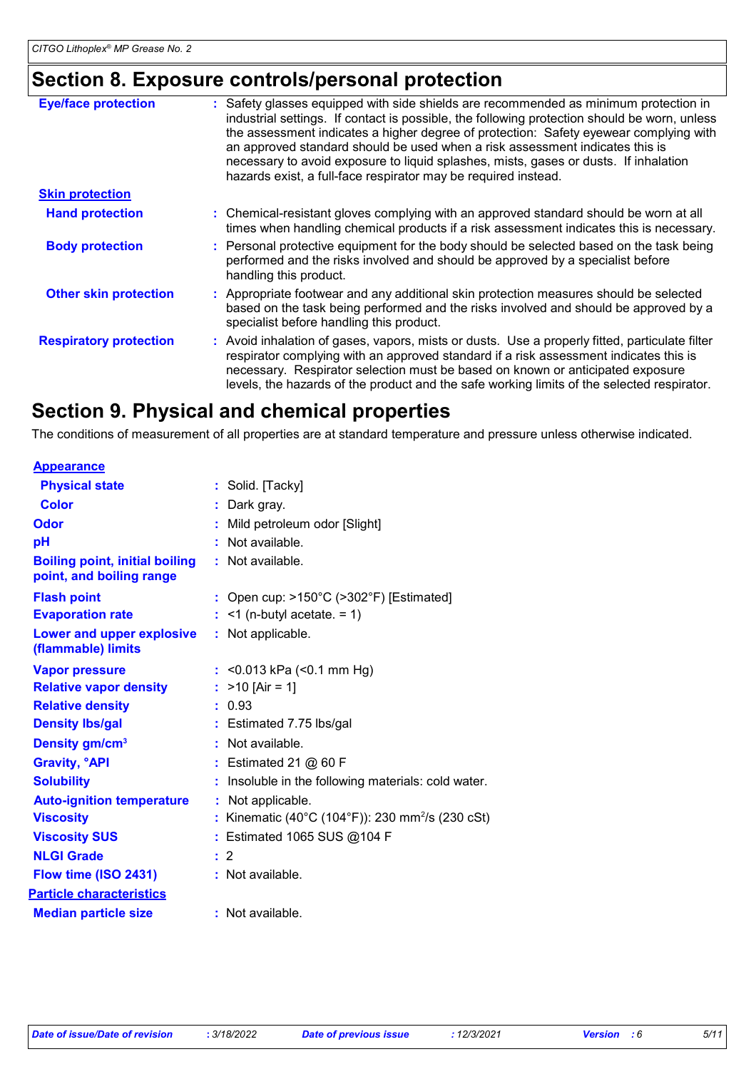## Section 8. Exposure controls/personal protection

**Eye/face protection** : Safety glasses equipped with side shields are recommended as minimum protection in industrial settings. If contact is possible, the following protection should be worn, unless the assessment indicates a higher degree of protection: Safety eyewear complying with an approved standard should be used when a risk assessment indicates this is necessary to avoid exposure to liquid splashes, mists, gases or dusts. If inhalation hazards exist, a full-face respirator may be required instead.

**Skin protection**

**Hand protection** : Chemical-resistant gloves complying with an approved standard should be worn at all times when handling chemical products if a risk assessment indicates this is necessary.

**Body protection** : Personal protective equipment for the body should be selected based on the task being performed and the risks involved and should be approved by a specialist before handling this product.

**Other skin protection** : Appropriate footwear and any additional skin protection measures should be selected based on the task being performed and the risks involved and should be approved by a specialist before handling this product.

**Respiratory protection** : Avoid inhalation of gases, vapors, mists or dusts. Use a properly fitted, particulate filter respirator complying with an approved standard if a risk assessment indicates this is necessary. Respirator selection must be based on known or anticipated exposure levels, the hazards of the product and the safe working limits of the selected respirator.

## Section 9. Physical and chemical properties

The conditions of measurement of all properties are at standard temperature and pressure unless otherwise indicated.

**Appearance**

**Physical state** : Solid. [Tacky]

**Color** : Dark gray.

**Odor** : Mild petroleum odor [Slight]

**pH** : Not available.

**Boiling point, initial boiling point, and boiling range** : Not available.

**Flash point** : Open cup: >150°C (>302°F) [Estimated]

**Evaporation rate** : <1 (n-butyl acetate. = 1)

**Lower and upper explosive (flammable) limits** : Not applicable.

**Vapor pressure** : <0.013 kPa (<0.1 mm Hg)

**Relative vapor density** : >10 [Air = 1]

**Relative density** : 0.93

**Density lbs/gal** : Estimated 7.75 lbs/gal

**Density gm/cm$^3$** : Not available.

**Gravity, °API** : Estimated 21 @ 60 F

**Solubility** : Insoluble in the following materials: cold water.

**Auto-ignition temperature** : Not applicable.

**Viscosity** : Kinematic (40°C (104°F)): 230 mm$^2$/s (230 cSt)

**Viscosity SUS** : Estimated 1065 SUS @104 F

**NLGI Grade** : 2

**Flow time (ISO 2431)** : Not available.

**Particle characteristics**

**Median particle size** : Not available.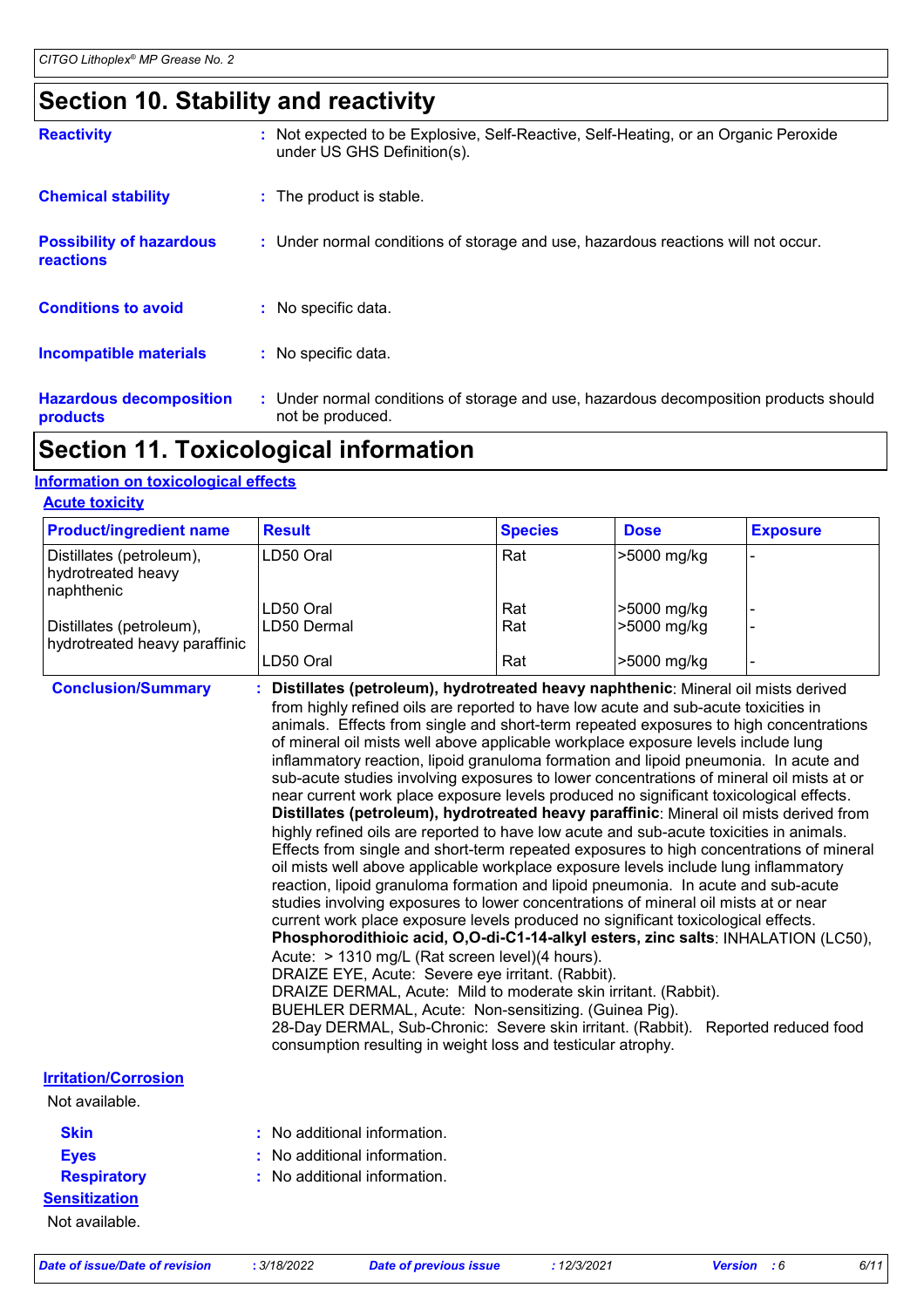## Section 10. Stability and reactivity

**Reactivity** : Not expected to be Explosive, Self-Reactive, Self-Heating, or an Organic Peroxide under US GHS Definition(s).

**Chemical stability** : The product is stable.

**Possibility of hazardous reactions** : Under normal conditions of storage and use, hazardous reactions will not occur.

**Conditions to avoid** : No specific data.

**Incompatible materials** : No specific data.

**Hazardous decomposition products** : Under normal conditions of storage and use, hazardous decomposition products should not be produced.

## Section 11. Toxicological information

### Information on toxicological effects

#### Acute toxicity

| Product/ingredient name | Result | Species | Dose | Exposure |
|---|---|---|---|---|
| Distillates (petroleum), hydrotreated heavy naphthenic | LD50 Oral | Rat | >5000 mg/kg | - |
| | LD50 Oral | Rat | >5000 mg/kg | - |
| Distillates (petroleum), hydrotreated heavy paraffinic | LD50 Dermal | Rat | >5000 mg/kg | - |
| | LD50 Oral | Rat | >5000 mg/kg | - |

**Conclusion/Summary** : **Distillates (petroleum), hydrotreated heavy naphthenic**: Mineral oil mists derived from highly refined oils are reported to have low acute and sub-acute toxicities in animals. Effects from single and short-term repeated exposures to high concentrations of mineral oil mists well above applicable workplace exposure levels include lung inflammatory reaction, lipoid granuloma formation and lipoid pneumonia. In acute and sub-acute studies involving exposures to lower concentrations of mineral oil mists at or near current work place exposure levels produced no significant toxicological effects.
**Distillates (petroleum), hydrotreated heavy paraffinic**: Mineral oil mists derived from highly refined oils are reported to have low acute and sub-acute toxicities in animals. Effects from single and short-term repeated exposures to high concentrations of mineral oil mists well above applicable workplace exposure levels include lung inflammatory reaction, lipoid granuloma formation and lipoid pneumonia. In acute and sub-acute studies involving exposures to lower concentrations of mineral oil mists at or near current work place exposure levels produced no significant toxicological effects.
**Phosphorodithioic acid, O,O-di-C1-14-alkyl esters, zinc salts**: INHALATION (LC50), Acute: > 1310 mg/L (Rat screen level)(4 hours).
DRAIZE EYE, Acute: Severe eye irritant. (Rabbit).
DRAIZE DERMAL, Acute: Mild to moderate skin irritant. (Rabbit).
BUEHLER DERMAL, Acute: Non-sensitizing. (Guinea Pig).
28-Day DERMAL, Sub-Chronic: Severe skin irritant. (Rabbit). Reported reduced food consumption resulting in weight loss and testicular atrophy.

#### Irritation/Corrosion

Not available.

**Skin** : No additional information.
**Eyes** : No additional information.
**Respiratory** : No additional information.

#### Sensitization

Not available.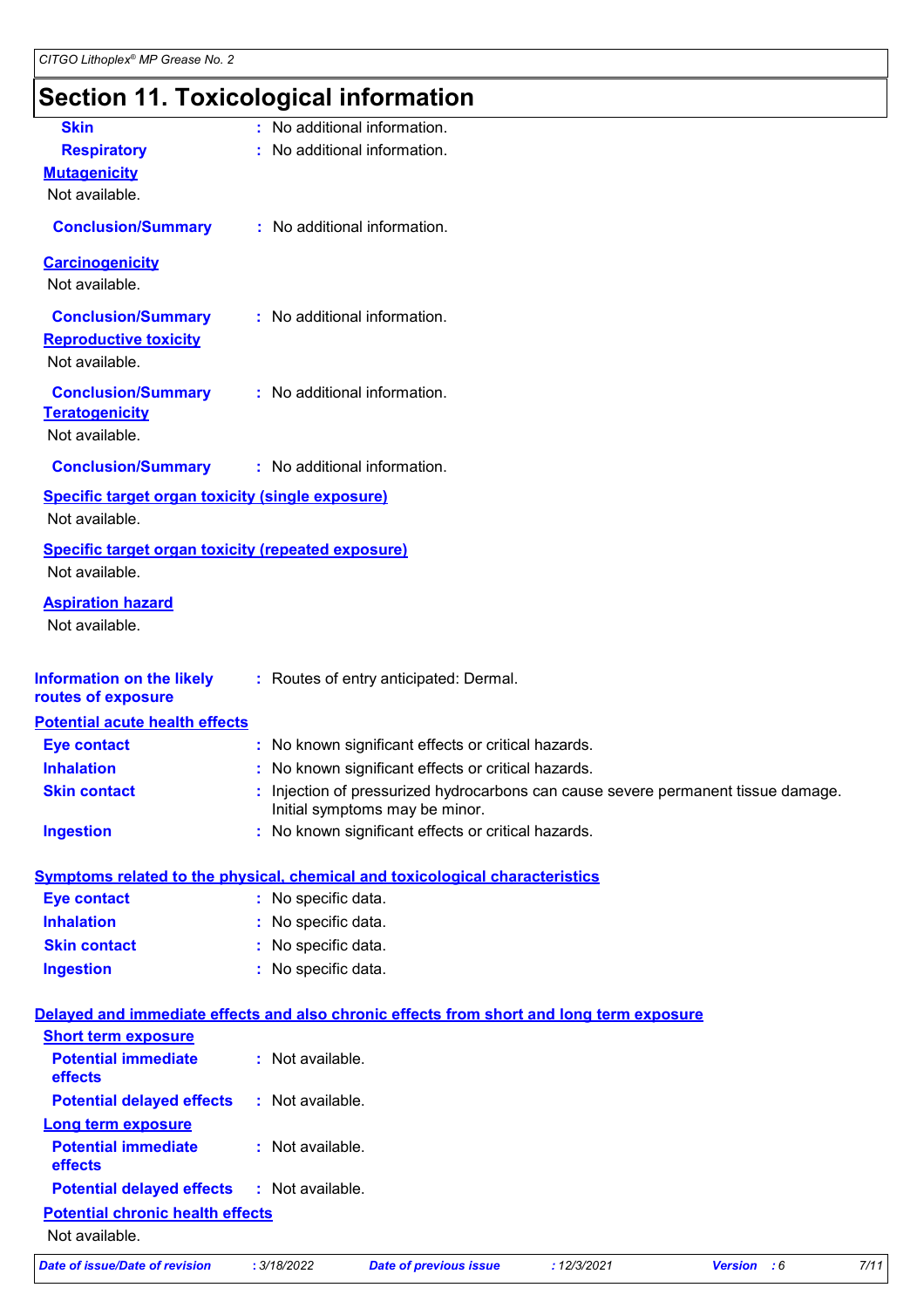## Section 11. Toxicological information

**Skin** : No additional information.

**Respiratory** : No additional information.

**Mutagenicity**

Not available.

**Conclusion/Summary** : No additional information.

**Carcinogenicity**

Not available.

**Conclusion/Summary** : No additional information.

**Reproductive toxicity**

Not available.

**Conclusion/Summary** : No additional information.

**Teratogenicity**

Not available.

**Conclusion/Summary** : No additional information.

**Specific target organ toxicity (single exposure)**

Not available.

**Specific target organ toxicity (repeated exposure)**

Not available.

**Aspiration hazard**

Not available.

**Information on the likely routes of exposure** : Routes of entry anticipated: Dermal.

**Potential acute health effects**

**Eye contact** : No known significant effects or critical hazards.

**Inhalation** : No known significant effects or critical hazards.

**Skin contact** : Injection of pressurized hydrocarbons can cause severe permanent tissue damage. Initial symptoms may be minor.

**Ingestion** : No known significant effects or critical hazards.

**Symptoms related to the physical, chemical and toxicological characteristics**

**Eye contact** : No specific data.

**Inhalation** : No specific data.

**Skin contact** : No specific data.

**Ingestion** : No specific data.

**Delayed and immediate effects and also chronic effects from short and long term exposure**

**Short term exposure**

**Potential immediate effects** : Not available.

**Potential delayed effects** : Not available.

**Long term exposure**

**Potential immediate effects** : Not available.

**Potential delayed effects** : Not available.

**Potential chronic health effects**

Not available.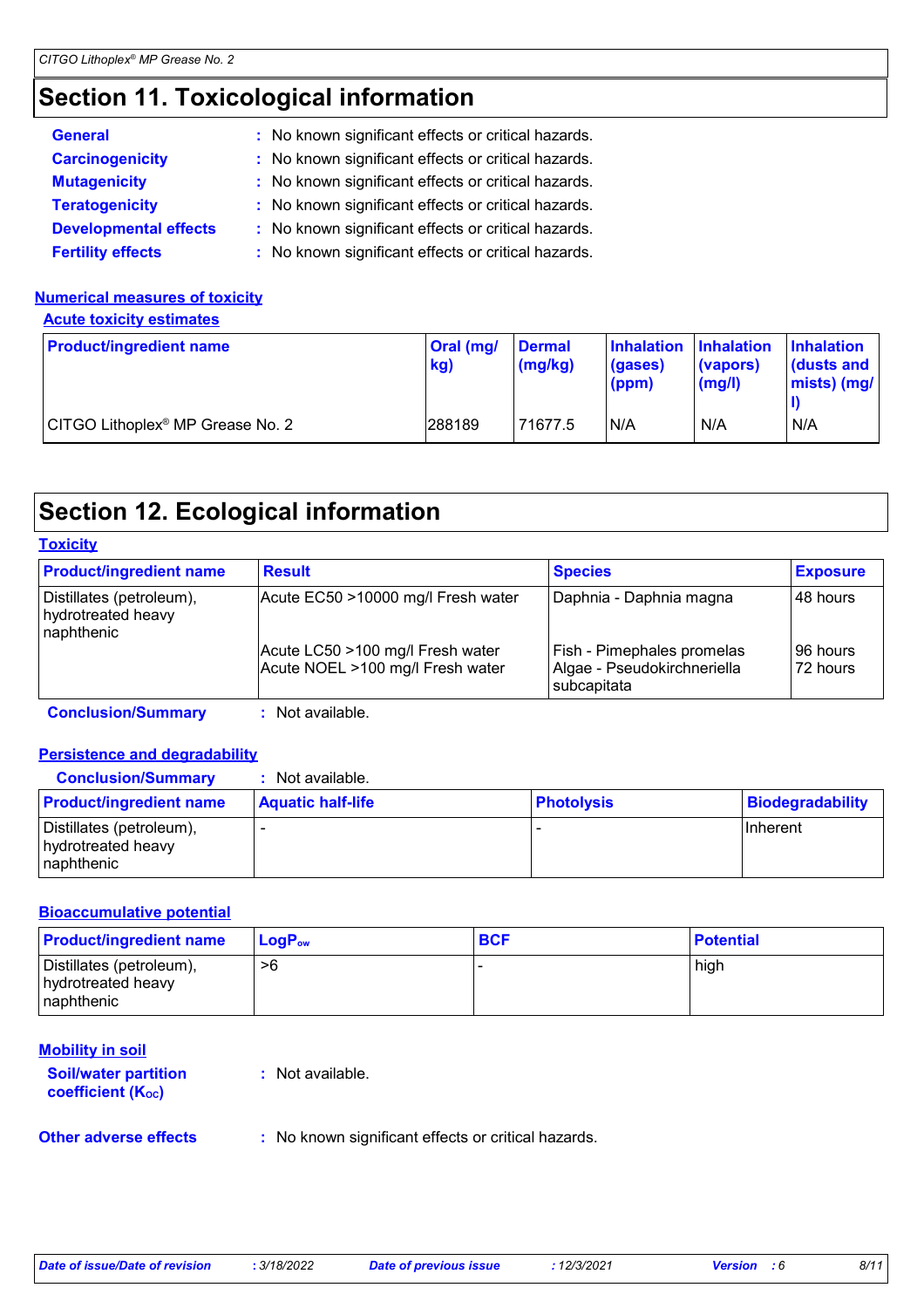# Section 11. Toxicological information

**General** : No known significant effects or critical hazards.
**Carcinogenicity** : No known significant effects or critical hazards.
**Mutagenicity** : No known significant effects or critical hazards.
**Teratogenicity** : No known significant effects or critical hazards.
**Developmental effects** : No known significant effects or critical hazards.
**Fertility effects** : No known significant effects or critical hazards.

**Numerical measures of toxicity**

**Acute toxicity estimates**

| Product/ingredient name | Oral (mg/kg) | Dermal (mg/kg) | Inhalation (gases) (ppm) | Inhalation (vapors) (mg/l) | Inhalation (dusts and mists) (mg/l) |
|---|---|---|---|---|---|
| CITGO Lithoplex® MP Grease No. 2 | 288189 | 71677.5 | N/A | N/A | N/A |

# Section 12. Ecological information

**Toxicity**

| Product/ingredient name | Result | Species | Exposure |
|---|---|---|---|
| Distillates (petroleum), hydrotreated heavy naphthenic | Acute EC50 >10000 mg/l Fresh water | Daphnia - Daphnia magna | 48 hours |
| | Acute LC50 >100 mg/l Fresh water | Fish - Pimephales promelas | 96 hours |
| | Acute NOEL >100 mg/l Fresh water | Algae - Pseudokirchneriella subcapitata | 72 hours |

**Conclusion/Summary** : Not available.

**Persistence and degradability**

**Conclusion/Summary** : Not available.

| Product/ingredient name | Aquatic half-life | Photolysis | Biodegradability |
|---|---|---|---|
| Distillates (petroleum), hydrotreated heavy naphthenic | - | - | Inherent |

**Bioaccumulative potential**

| Product/ingredient name | $LogP_{ow}$ | BCF | Potential |
|---|---|---|---|
| Distillates (petroleum), hydrotreated heavy naphthenic | >6 | - | high |

**Mobility in soil**

**Soil/water partition coefficient ($K_{OC}$)** : Not available.

**Other adverse effects** : No known significant effects or critical hazards.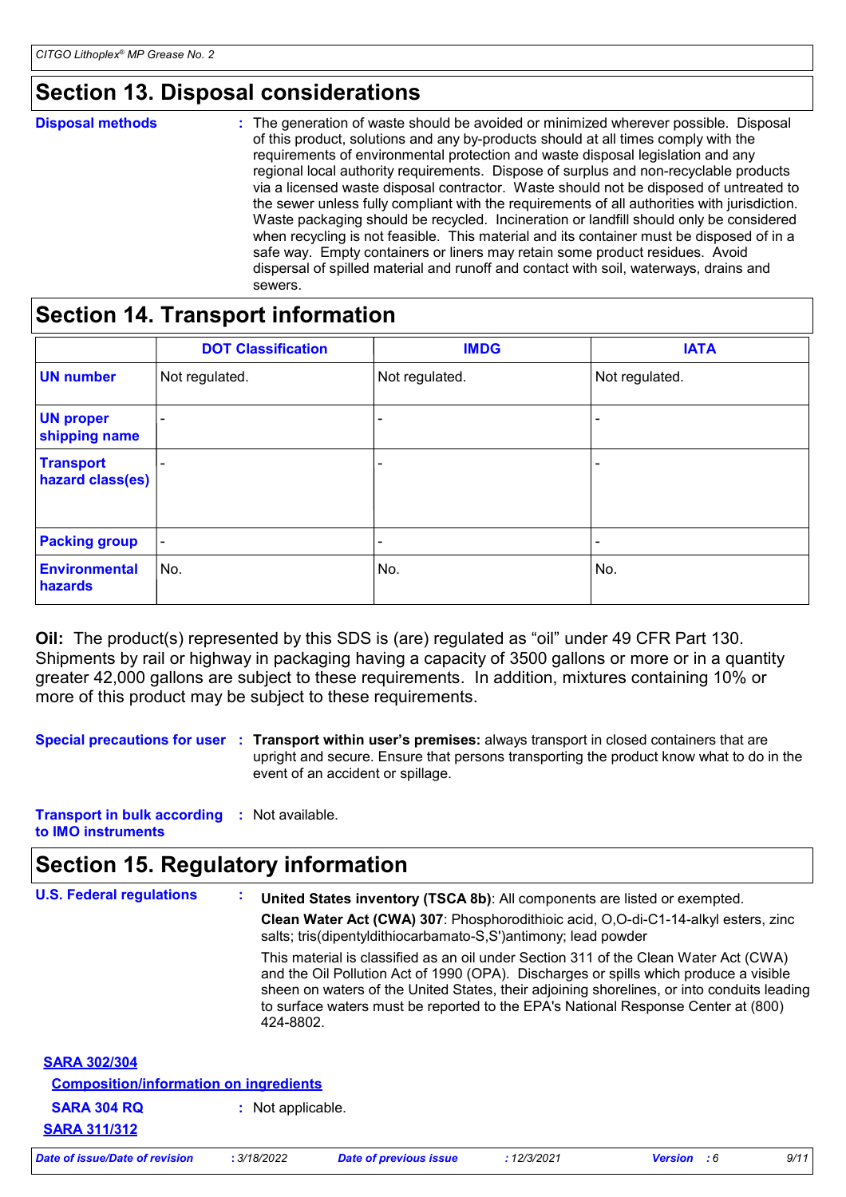## Section 13. Disposal considerations

**Disposal methods** : The generation of waste should be avoided or minimized wherever possible. Disposal of this product, solutions and any by-products should at all times comply with the requirements of environmental protection and waste disposal legislation and any regional local authority requirements. Dispose of surplus and non-recyclable products via a licensed waste disposal contractor. Waste should not be disposed of untreated to the sewer unless fully compliant with the requirements of all authorities with jurisdiction. Waste packaging should be recycled. Incineration or landfill should only be considered when recycling is not feasible. This material and its container must be disposed of in a safe way. Empty containers or liners may retain some product residues. Avoid dispersal of spilled material and runoff and contact with soil, waterways, drains and sewers.

## Section 14. Transport information

| | DOT Classification | IMDG | IATA |
|---|---|---|---|
| **UN number** | Not regulated. | Not regulated. | Not regulated. |
| **UN proper shipping name** | - | - | - |
| **Transport hazard class(es)** | - | - | - |
| **Packing group** | - | - | - |
| **Environmental hazards** | No. | No. | No. |

**Oil:** The product(s) represented by this SDS is (are) regulated as "oil" under 49 CFR Part 130. Shipments by rail or highway in packaging having a capacity of 3500 gallons or more or in a quantity greater 42,000 gallons are subject to these requirements. In addition, mixtures containing 10% or more of this product may be subject to these requirements.

**Special precautions for user** : **Transport within user's premises:** always transport in closed containers that are upright and secure. Ensure that persons transporting the product know what to do in the event of an accident or spillage.

**Transport in bulk according to IMO instruments** : Not available.

## Section 15. Regulatory information

**U.S. Federal regulations** :

**United States inventory (TSCA 8b)**: All components are listed or exempted.

**Clean Water Act (CWA) 307**: Phosphorodithioic acid, O,O-di-C1-14-alkyl esters, zinc salts; tris(dipentyldithiocarbamato-S,S')antimony; lead powder

This material is classified as an oil under Section 311 of the Clean Water Act (CWA) and the Oil Pollution Act of 1990 (OPA). Discharges or spills which produce a visible sheen on waters of the United States, their adjoining shorelines, or into conduits leading to surface waters must be reported to the EPA's National Response Center at (800) 424-8802.

**SARA 302/304**

**Composition/information on ingredients**

**SARA 304 RQ** : Not applicable.

**SARA 311/312**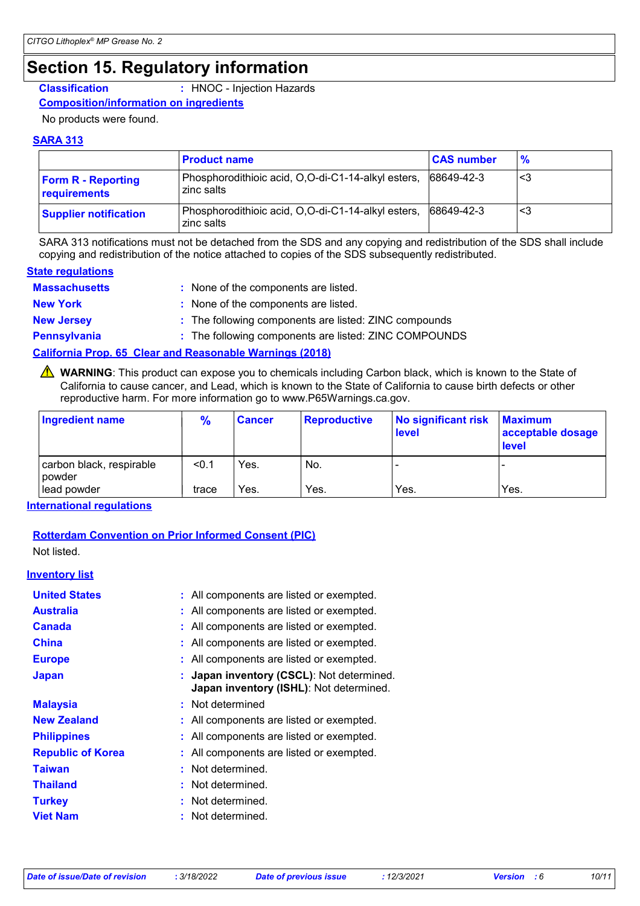# Section 15. Regulatory information

**Classification** : HNOC - Injection Hazards

**Composition/information on ingredients**

No products were found.

**SARA 313**

| | Product name | CAS number | % |
|---|---|---|---|
| **Form R - Reporting requirements** | Phosphorodithioic acid, O,O-di-C1-14-alkyl esters, zinc salts | 68649-42-3 | <3 |
| **Supplier notification** | Phosphorodithioic acid, O,O-di-C1-14-alkyl esters, zinc salts | 68649-42-3 | <3 |

SARA 313 notifications must not be detached from the SDS and any copying and redistribution of the SDS shall include copying and redistribution of the notice attached to copies of the SDS subsequently redistributed.

**State regulations**

**Massachusetts** : None of the components are listed.

**New York** : None of the components are listed.

**New Jersey** : The following components are listed: ZINC compounds

**Pennsylvania** : The following components are listed: ZINC COMPOUNDS

**California Prop. 65 Clear and Reasonable Warnings (2018)**

⚠ **WARNING**: This product can expose you to chemicals including Carbon black, which is known to the State of California to cause cancer, and Lead, which is known to the State of California to cause birth defects or other reproductive harm. For more information go to www.P65Warnings.ca.gov.

| Ingredient name | % | Cancer | Reproductive | No significant risk level | Maximum acceptable dosage level |
|---|---|---|---|---|---|
| carbon black, respirable powder | <0.1 | Yes. | No. | - | - |
| lead powder | trace | Yes. | Yes. | Yes. | Yes. |

**International regulations**

**Rotterdam Convention on Prior Informed Consent (PIC)**

Not listed.

**Inventory list**

**United States** : All components are listed or exempted.

**Australia** : All components are listed or exempted.

**Canada** : All components are listed or exempted.

**China** : All components are listed or exempted.

**Europe** : All components are listed or exempted.

**Japan** : **Japan inventory (CSCL)**: Not determined.
**Japan inventory (ISHL)**: Not determined.

**Malaysia** : Not determined

**New Zealand** : All components are listed or exempted.

**Philippines** : All components are listed or exempted.

**Republic of Korea** : All components are listed or exempted.

**Taiwan** : Not determined.

**Thailand** : Not determined.

**Turkey** : Not determined.

**Viet Nam** : Not determined.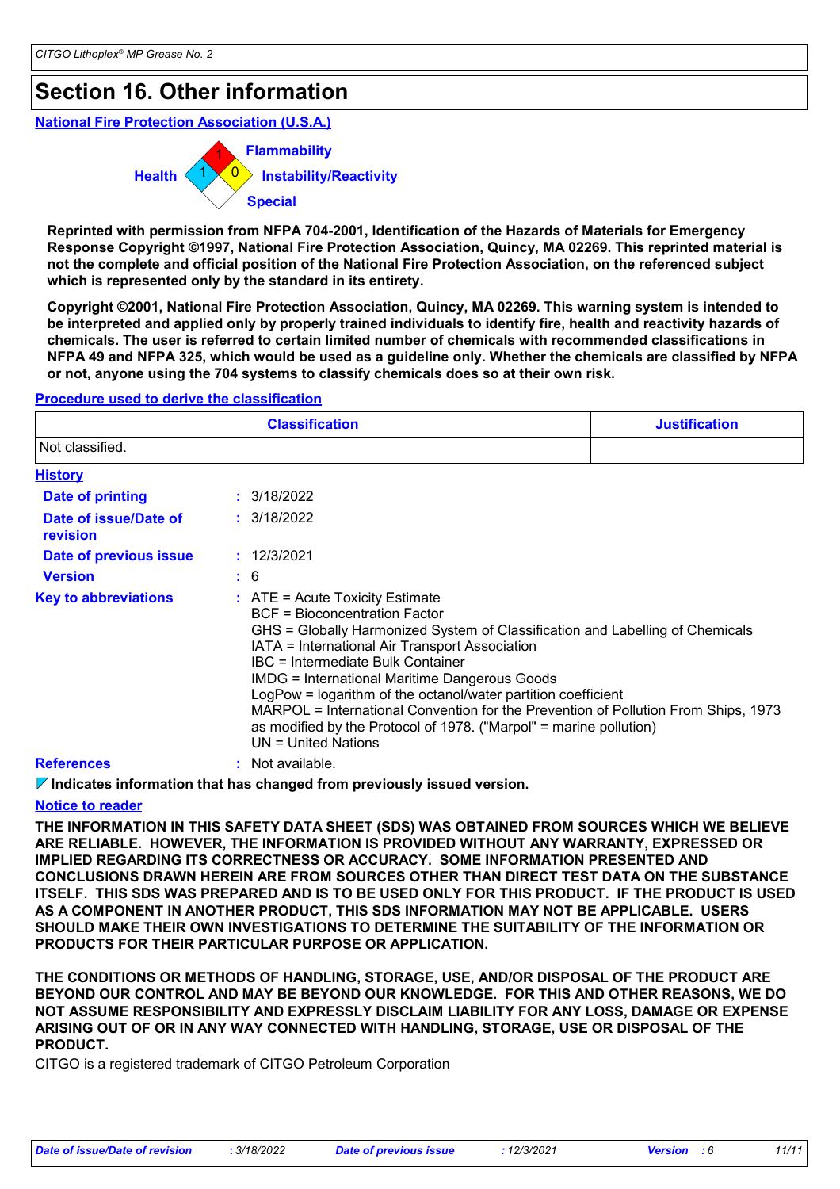# Section 16. Other information

**National Fire Protection Association (U.S.A.)**

Flammability: 1
Health: 1
Instability/Reactivity: 0
Special

**Reprinted with permission from NFPA 704-2001, Identification of the Hazards of Materials for Emergency Response Copyright ©1997, National Fire Protection Association, Quincy, MA 02269. This reprinted material is not the complete and official position of the National Fire Protection Association, on the referenced subject which is represented only by the standard in its entirety.**

**Copyright ©2001, National Fire Protection Association, Quincy, MA 02269. This warning system is intended to be interpreted and applied only by properly trained individuals to identify fire, health and reactivity hazards of chemicals. The user is referred to certain limited number of chemicals with recommended classifications in NFPA 49 and NFPA 325, which would be used as a guideline only. Whether the chemicals are classified by NFPA or not, anyone using the 704 systems to classify chemicals does so at their own risk.**

**Procedure used to derive the classification**

| Classification | Justification |
|---|---|
| Not classified. | |

**History**

**Date of printing** : 3/18/2022

**Date of issue/Date of revision** : 3/18/2022

**Date of previous issue** : 12/3/2021

**Version** : 6

**Key to abbreviations** :
ATE = Acute Toxicity Estimate
BCF = Bioconcentration Factor
GHS = Globally Harmonized System of Classification and Labelling of Chemicals
IATA = International Air Transport Association
IBC = Intermediate Bulk Container
IMDG = International Maritime Dangerous Goods
LogPow = logarithm of the octanol/water partition coefficient
MARPOL = International Convention for the Prevention of Pollution From Ships, 1973 as modified by the Protocol of 1978. ("Marpol" = marine pollution)
UN = United Nations

**References** : Not available.

**Indicates information that has changed from previously issued version.**

**Notice to reader**

**THE INFORMATION IN THIS SAFETY DATA SHEET (SDS) WAS OBTAINED FROM SOURCES WHICH WE BELIEVE ARE RELIABLE. HOWEVER, THE INFORMATION IS PROVIDED WITHOUT ANY WARRANTY, EXPRESSED OR IMPLIED REGARDING ITS CORRECTNESS OR ACCURACY. SOME INFORMATION PRESENTED AND CONCLUSIONS DRAWN HEREIN ARE FROM SOURCES OTHER THAN DIRECT TEST DATA ON THE SUBSTANCE ITSELF. THIS SDS WAS PREPARED AND IS TO BE USED ONLY FOR THIS PRODUCT. IF THE PRODUCT IS USED AS A COMPONENT IN ANOTHER PRODUCT, THIS SDS INFORMATION MAY NOT BE APPLICABLE. USERS SHOULD MAKE THEIR OWN INVESTIGATIONS TO DETERMINE THE SUITABILITY OF THE INFORMATION OR PRODUCTS FOR THEIR PARTICULAR PURPOSE OR APPLICATION.**

**THE CONDITIONS OR METHODS OF HANDLING, STORAGE, USE, AND/OR DISPOSAL OF THE PRODUCT ARE BEYOND OUR CONTROL AND MAY BE BEYOND OUR KNOWLEDGE. FOR THIS AND OTHER REASONS, WE DO NOT ASSUME RESPONSIBILITY AND EXPRESSLY DISCLAIM LIABILITY FOR ANY LOSS, DAMAGE OR EXPENSE ARISING OUT OF OR IN ANY WAY CONNECTED WITH HANDLING, STORAGE, USE OR DISPOSAL OF THE PRODUCT.**

CITGO is a registered trademark of CITGO Petroleum Corporation